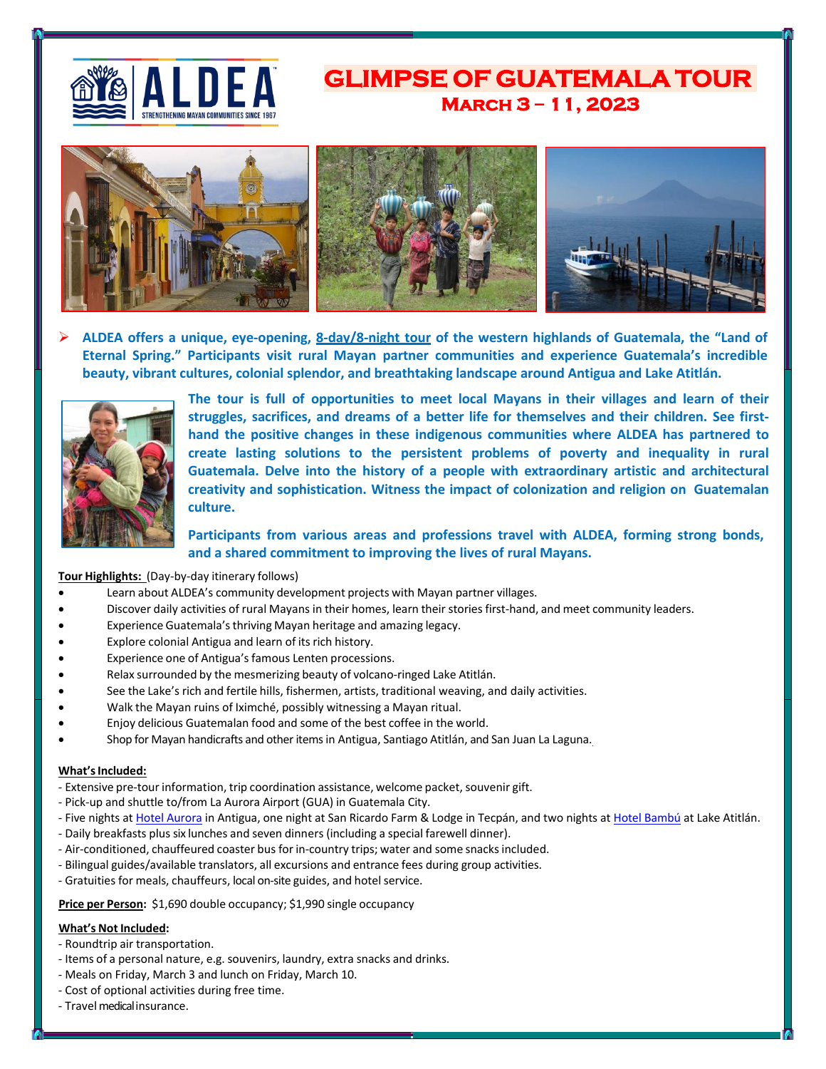ALDEA
STRENGTHENING MAYAN COMMUNITIES SINCE 1967

# GLIMPSE OF GUATEMALA TOUR

## March 3 – 11, 2023

- **ALDEA offers a unique, eye-opening, 8-day/8-night tour of the western highlands of Guatemala, the "Land of Eternal Spring." Participants visit rural Mayan partner communities and experience Guatemala's incredible beauty, vibrant cultures, colonial splendor, and breathtaking landscape around Antigua and Lake Atitlán.**

**The tour is full of opportunities to meet local Mayans in their villages and learn of their struggles, sacrifices, and dreams of a better life for themselves and their children. See first-hand the positive changes in these indigenous communities where ALDEA has partnered to create lasting solutions to the persistent problems of poverty and inequality in rural Guatemala. Delve into the history of a people with extraordinary artistic and architectural creativity and sophistication. Witness the impact of colonization and religion on Guatemalan culture.**

**Participants from various areas and professions travel with ALDEA, forming strong bonds, and a shared commitment to improving the lives of rural Mayans.**

**Tour Highlights:** (Day-by-day itinerary follows)

- Learn about ALDEA's community development projects with Mayan partner villages.
- Discover daily activities of rural Mayans in their homes, learn their stories first-hand, and meet community leaders.
- Experience Guatemala's thriving Mayan heritage and amazing legacy.
- Explore colonial Antigua and learn of its rich history.
- Experience one of Antigua's famous Lenten processions.
- Relax surrounded by the mesmerizing beauty of volcano-ringed Lake Atitlán.
- See the Lake's rich and fertile hills, fishermen, artists, traditional weaving, and daily activities.
- Walk the Mayan ruins of Iximché, possibly witnessing a Mayan ritual.
- Enjoy delicious Guatemalan food and some of the best coffee in the world.
- Shop for Mayan handicrafts and other items in Antigua, Santiago Atitlán, and San Juan La Laguna.

**What's Included:**

- Extensive pre-tour information, trip coordination assistance, welcome packet, souvenir gift.
- Pick-up and shuttle to/from La Aurora Airport (GUA) in Guatemala City.
- Five nights at Hotel Aurora in Antigua, one night at San Ricardo Farm & Lodge in Tecpán, and two nights at Hotel Bambú at Lake Atitlán.
- Daily breakfasts plus six lunches and seven dinners (including a special farewell dinner).
- Air-conditioned, chauffeured coaster bus for in-country trips; water and some snacks included.
- Bilingual guides/available translators, all excursions and entrance fees during group activities.
- Gratuities for meals, chauffeurs, local on-site guides, and hotel service.

**Price per Person:** $1,690 double occupancy; $1,990 single occupancy

**What's Not Included:**

- Roundtrip air transportation.
- Items of a personal nature, e.g. souvenirs, laundry, extra snacks and drinks.
- Meals on Friday, March 3 and lunch on Friday, March 10.
- Cost of optional activities during free time.
- Travel medical insurance.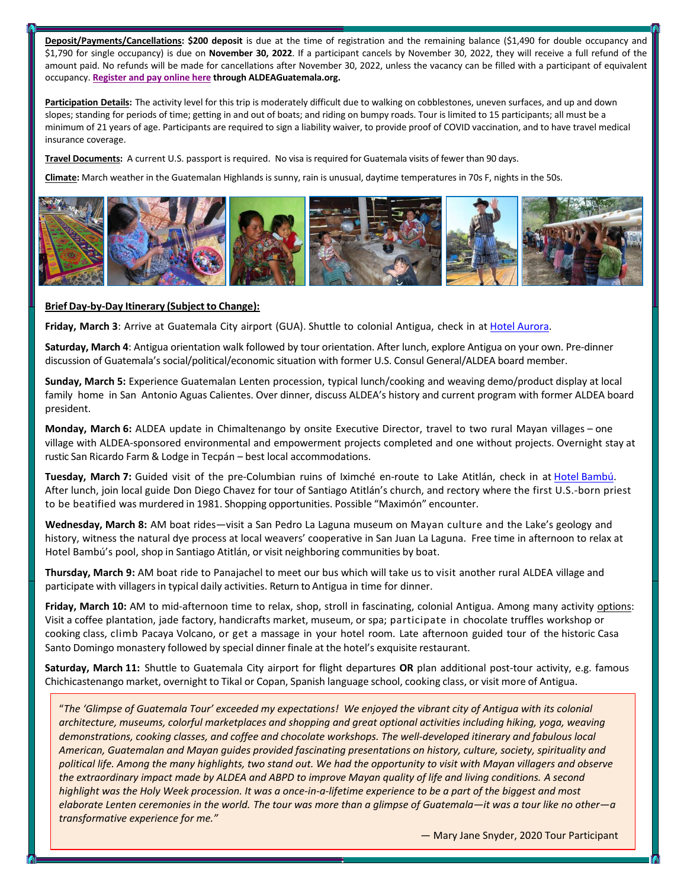**Deposit/Payments/Cancellations: $200 deposit** is due at the time of registration and the remaining balance ($1,490 for double occupancy and $1,790 for single occupancy) is due on **November 30, 2022**. If a participant cancels by November 30, 2022, they will receive a full refund of the amount paid. No refunds will be made for cancellations after November 30, 2022, unless the vacancy can be filled with a participant of equivalent occupancy. **Register and pay online here through ALDEAGuatemala.org.**

**Participation Details:** The activity level for this trip is moderately difficult due to walking on cobblestones, uneven surfaces, and up and down slopes; standing for periods of time; getting in and out of boats; and riding on bumpy roads. Tour is limited to 15 participants; all must be a minimum of 21 years of age. Participants are required to sign a liability waiver, to provide proof of COVID vaccination, and to have travel medical insurance coverage.

**Travel Documents:** A current U.S. passport is required. No visa is required for Guatemala visits of fewer than 90 days.

**Climate:** March weather in the Guatemalan Highlands is sunny, rain is unusual, daytime temperatures in 70s F, nights in the 50s.

**Brief Day-by-Day Itinerary (Subject to Change):**

**Friday, March 3**: Arrive at Guatemala City airport (GUA). Shuttle to colonial Antigua, check in at Hotel Aurora.

**Saturday, March 4**: Antigua orientation walk followed by tour orientation. After lunch, explore Antigua on your own. Pre-dinner discussion of Guatemala's social/political/economic situation with former U.S. Consul General/ALDEA board member.

**Sunday, March 5:** Experience Guatemalan Lenten procession, typical lunch/cooking and weaving demo/product display at local family home in San Antonio Aguas Calientes. Over dinner, discuss ALDEA's history and current program with former ALDEA board president.

**Monday, March 6:** ALDEA update in Chimaltenango by onsite Executive Director, travel to two rural Mayan villages – one village with ALDEA-sponsored environmental and empowerment projects completed and one without projects. Overnight stay at rustic San Ricardo Farm & Lodge in Tecpán – best local accommodations.

**Tuesday, March 7:** Guided visit of the pre-Columbian ruins of Iximché en-route to Lake Atitlán, check in at Hotel Bambú. After lunch, join local guide Don Diego Chavez for tour of Santiago Atitlán's church, and rectory where the first U.S.-born priest to be beatified was murdered in 1981. Shopping opportunities. Possible "Maximón" encounter.

**Wednesday, March 8:** AM boat rides—visit a San Pedro La Laguna museum on Mayan culture and the Lake's geology and history, witness the natural dye process at local weavers' cooperative in San Juan La Laguna. Free time in afternoon to relax at Hotel Bambú's pool, shop in Santiago Atitlán, or visit neighboring communities by boat.

**Thursday, March 9:** AM boat ride to Panajachel to meet our bus which will take us to visit another rural ALDEA village and participate with villagers in typical daily activities. Return to Antigua in time for dinner.

**Friday, March 10:** AM to mid-afternoon time to relax, shop, stroll in fascinating, colonial Antigua. Among many activity options: Visit a coffee plantation, jade factory, handicrafts market, museum, or spa; participate in chocolate truffles workshop or cooking class, climb Pacaya Volcano, or get a massage in your hotel room. Late afternoon guided tour of the historic Casa Santo Domingo monastery followed by special dinner finale at the hotel's exquisite restaurant.

**Saturday, March 11:** Shuttle to Guatemala City airport for flight departures **OR** plan additional post-tour activity, e.g. famous Chichicastenango market, overnight to Tikal or Copan, Spanish language school, cooking class, or visit more of Antigua.

"*The 'Glimpse of Guatemala Tour' exceeded my expectations! We enjoyed the vibrant city of Antigua with its colonial architecture, museums, colorful marketplaces and shopping and great optional activities including hiking, yoga, weaving demonstrations, cooking classes, and coffee and chocolate workshops. The well-developed itinerary and fabulous local American, Guatemalan and Mayan guides provided fascinating presentations on history, culture, society, spirituality and political life. Among the many highlights, two stand out. We had the opportunity to visit with Mayan villagers and observe the extraordinary impact made by ALDEA and ABPD to improve Mayan quality of life and living conditions. A second highlight was the Holy Week procession. It was a once-in-a-lifetime experience to be a part of the biggest and most elaborate Lenten ceremonies in the world. The tour was more than a glimpse of Guatemala—it was a tour like no other—a transformative experience for me.*"

— Mary Jane Snyder, 2020 Tour Participant